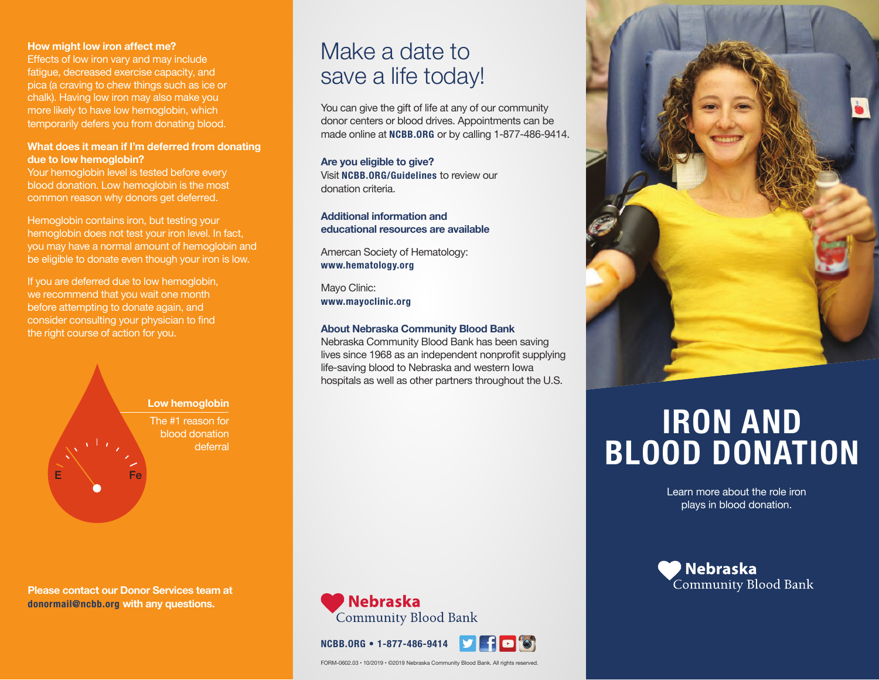**How might low iron affect me?**
Effects of low iron vary and may include fatigue, decreased exercise capacity, and pica (a craving to chew things such as ice or chalk). Having low iron may also make you more likely to have low hemoglobin, which temporarily defers you from donating blood.

**What does it mean if I'm deferred from donating due to low hemoglobin?**
Your hemoglobin level is tested before every blood donation. Low hemoglobin is the most common reason why donors get deferred.

Hemoglobin contains iron, but testing your hemoglobin does not test your iron level. In fact, you may have a normal amount of hemoglobin and be eligible to donate even though your iron is low.

If you are deferred due to low hemoglobin, we recommend that you wait one month before attempting to donate again, and consider consulting your physician to find the right course of action for you.

E Fe

**Low hemoglobin**
The #1 reason for blood donation deferral

**Please contact our Donor Services team at donormail@ncbb.org with any questions.**

# Make a date to save a life today!

You can give the gift of life at any of our community donor centers or blood drives. Appointments can be made online at **NCBB.ORG** or by calling 1-877-486-9414.

**Are you eligible to give?**
Visit **NCBB.ORG/Guidelines** to review our donation criteria.

**Additional information and educational resources are available**

Amercan Society of Hematology:
**www.hematology.org**

Mayo Clinic:
**www.mayoclinic.org**

**About Nebraska Community Blood Bank**
Nebraska Community Blood Bank has been saving lives since 1968 as an independent nonprofit supplying life-saving blood to Nebraska and western Iowa hospitals as well as other partners throughout the U.S.

Nebraska Community Blood Bank

**NCBB.ORG • 1-877-486-9414**

FORM-0602.03 • 10/2019 • ©2019 Nebraska Community Blood Bank. All rights reserved.

# IRON AND BLOOD DONATION

Learn more about the role iron plays in blood donation.

Nebraska Community Blood Bank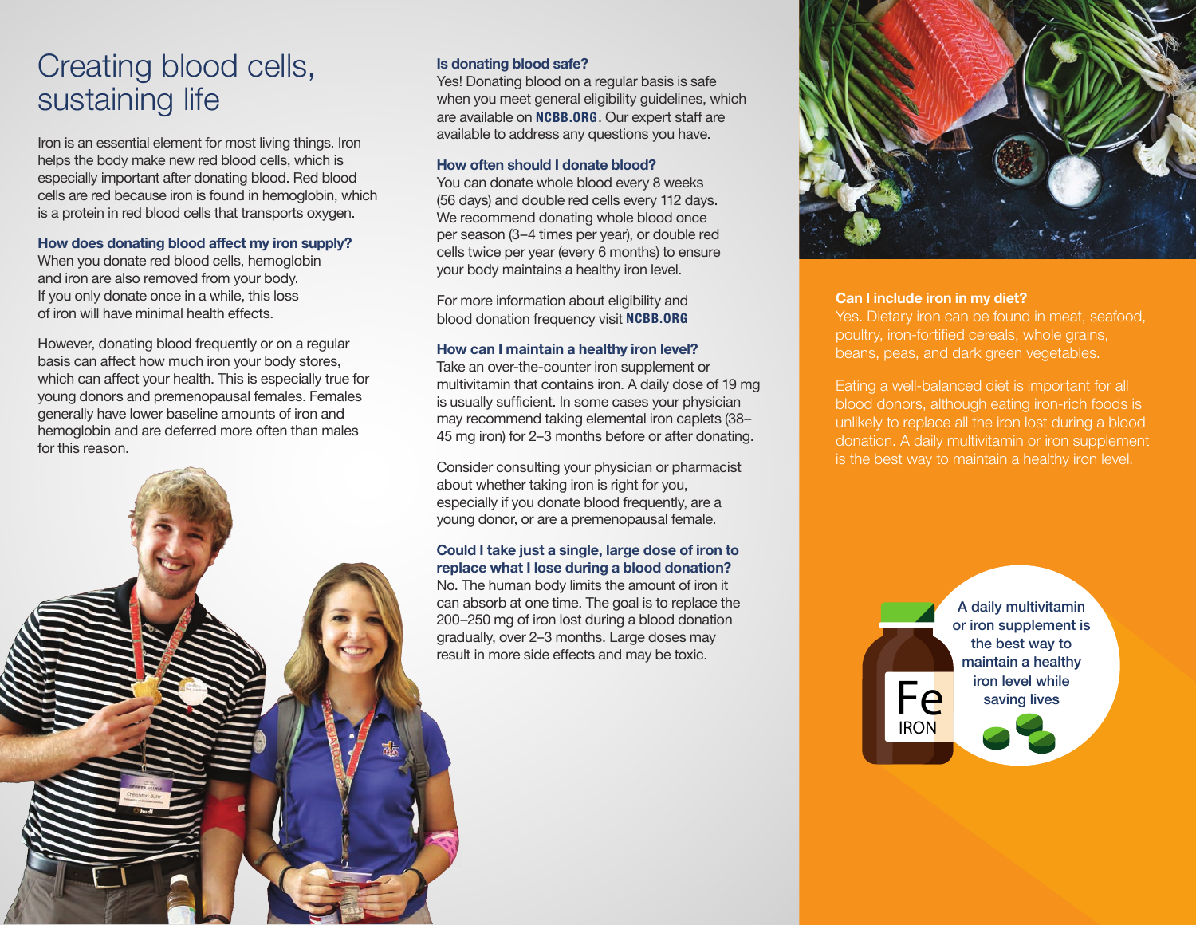# Creating blood cells, sustaining life

Iron is an essential element for most living things. Iron helps the body make new red blood cells, which is especially important after donating blood. Red blood cells are red because iron is found in hemoglobin, which is a protein in red blood cells that transports oxygen.

### How does donating blood affect my iron supply?

When you donate red blood cells, hemoglobin and iron are also removed from your body. If you only donate once in a while, this loss of iron will have minimal health effects.

However, donating blood frequently or on a regular basis can affect how much iron your body stores, which can affect your health. This is especially true for young donors and premenopausal females. Females generally have lower baseline amounts of iron and hemoglobin and are deferred more often than males for this reason.

### Is donating blood safe?

Yes! Donating blood on a regular basis is safe when you meet general eligibility guidelines, which are available on **NCBB.ORG**. Our expert staff are available to address any questions you have.

### How often should I donate blood?

You can donate whole blood every 8 weeks (56 days) and double red cells every 112 days. We recommend donating whole blood once per season (3–4 times per year), or double red cells twice per year (every 6 months) to ensure your body maintains a healthy iron level.

For more information about eligibility and blood donation frequency visit **NCBB.ORG**

### How can I maintain a healthy iron level?

Take an over-the-counter iron supplement or multivitamin that contains iron. A daily dose of 19 mg is usually sufficient. In some cases your physician may recommend taking elemental iron caplets (38–45 mg iron) for 2–3 months before or after donating.

Consider consulting your physician or pharmacist about whether taking iron is right for you, especially if you donate blood frequently, are a young donor, or are a premenopausal female.

### Could I take just a single, large dose of iron to replace what I lose during a blood donation?

No. The human body limits the amount of iron it can absorb at one time. The goal is to replace the 200–250 mg of iron lost during a blood donation gradually, over 2–3 months. Large doses may result in more side effects and may be toxic.

### Can I include iron in my diet?

Yes. Dietary iron can be found in meat, seafood, poultry, iron-fortified cereals, whole grains, beans, peas, and dark green vegetables.

Eating a well-balanced diet is important for all blood donors, although eating iron-rich foods is unlikely to replace all the iron lost during a blood donation. A daily multivitamin or iron supplement is the best way to maintain a healthy iron level.

Fe
IRON

A daily multivitamin or iron supplement is the best way to maintain a healthy iron level while saving lives